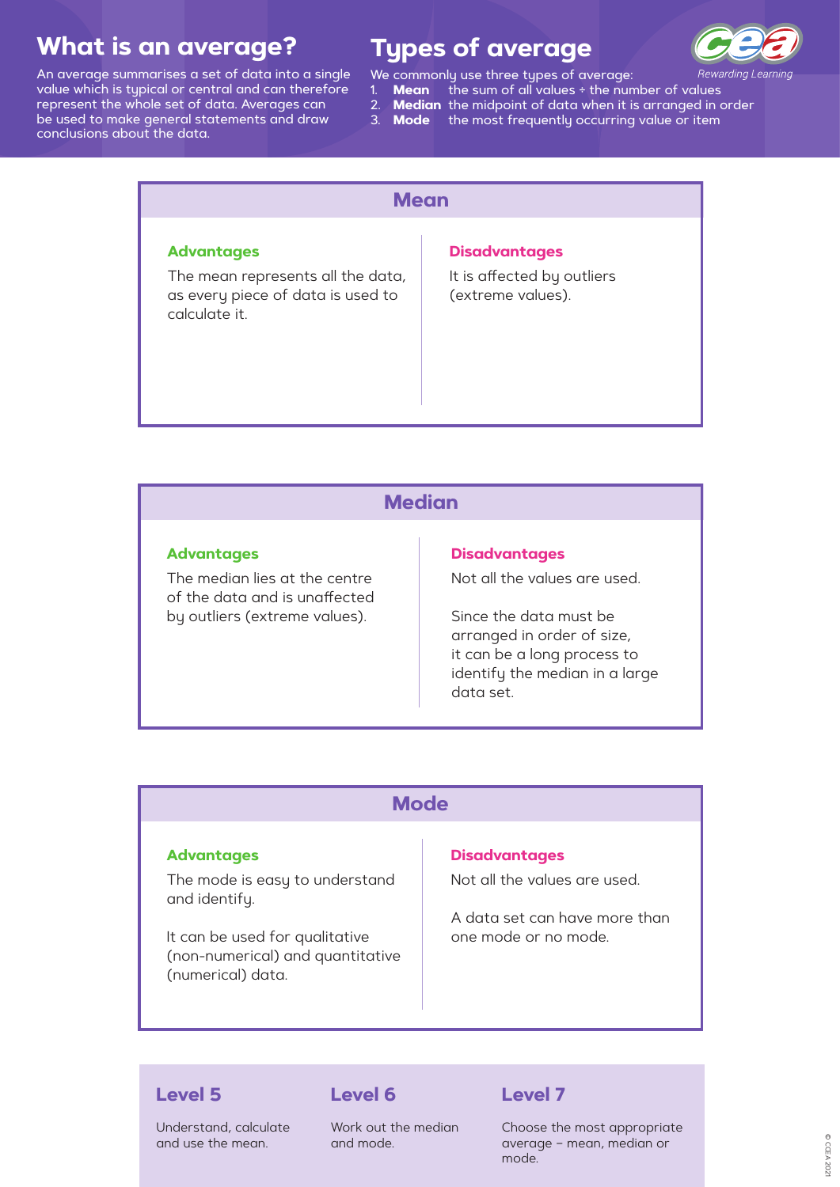## What is an average?

An average summarises a set of data into a single value which is typical or central and can therefore represent the whole set of data. Averages can be used to make general statements and draw conclusions about the data.

## Types of average

We commonly use three types of average:

1. **Mean** the sum of all values ÷ the number of values
2. **Median** the midpoint of data when it is arranged in order
3. **Mode** the most frequently occurring value or item

### Mean

**Advantages**

The mean represents all the data, as every piece of data is used to calculate it.

**Disadvantages**

It is affected by outliers (extreme values).

### Median

**Advantages**

The median lies at the centre of the data and is unaffected by outliers (extreme values).

**Disadvantages**

Not all the values are used.

Since the data must be arranged in order of size, it can be a long process to identify the median in a large data set.

### Mode

**Advantages**

The mode is easy to understand and identify.

It can be used for qualitative (non-numerical) and quantitative (numerical) data.

**Disadvantages**

Not all the values are used.

A data set can have more than one mode or no mode.

---

**Level 5**

Understand, calculate and use the mean.

**Level 6**

Work out the median and mode.

**Level 7**

Choose the most appropriate average – mean, median or mode.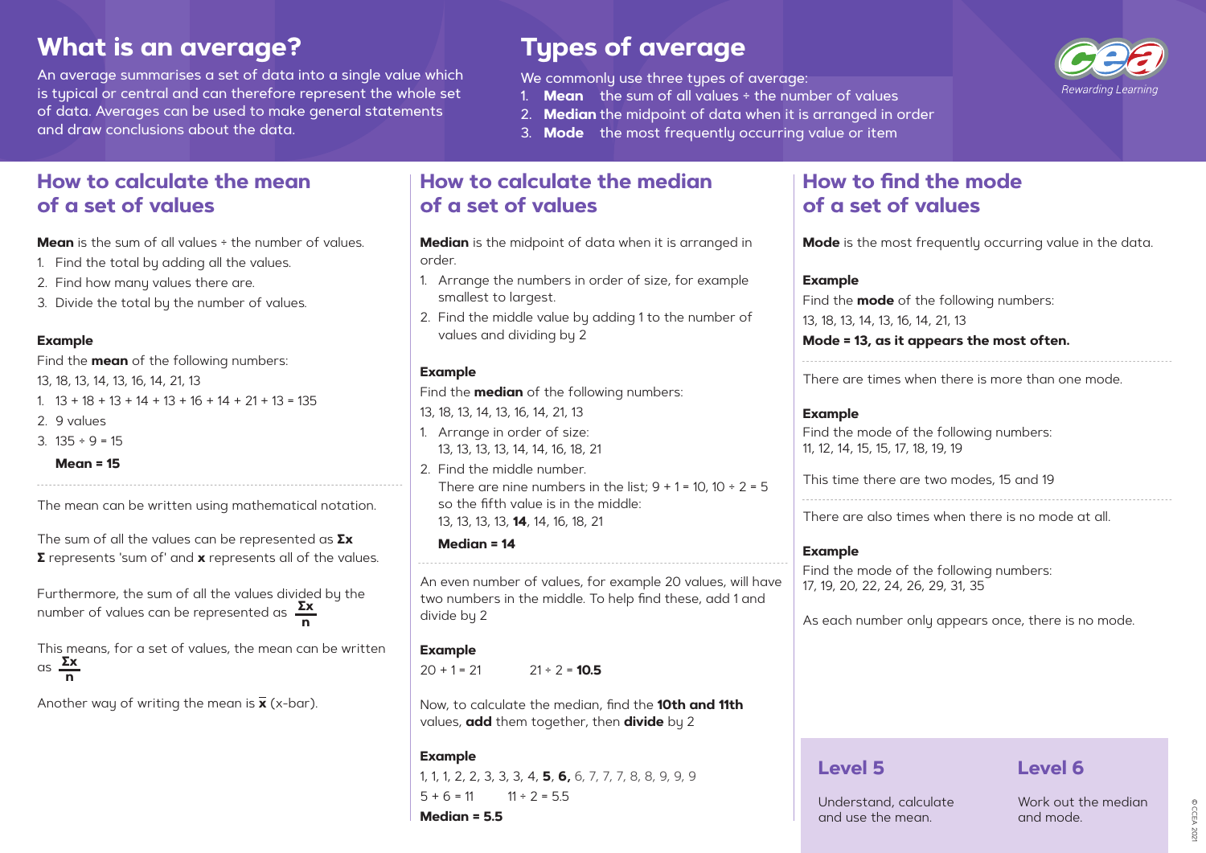# What is an average?

An average summarises a set of data into a single value which is typical or central and can therefore represent the whole set of data. Averages can be used to make general statements and draw conclusions about the data.

# Types of average

We commonly use three types of average:

1. **Mean** the sum of all values ÷ the number of values
2. **Median** the midpoint of data when it is arranged in order
3. **Mode** the most frequently occurring value or item

## How to calculate the mean of a set of values

**Mean** is the sum of all values ÷ the number of values.

1. Find the total by adding all the values.
2. Find how many values there are.
3. Divide the total by the number of values.

**Example**

Find the **mean** of the following numbers:

13, 18, 13, 14, 13, 16, 14, 21, 13

1. 13 + 18 + 13 + 14 + 13 + 16 + 14 + 21 + 13 = 135
2. 9 values
3. 135 ÷ 9 = 15

**Mean = 15**

---

The mean can be written using mathematical notation.

The sum of all the values can be represented as $\Sigma x$

$\Sigma$ represents 'sum of' and $x$ represents all of the values.

Furthermore, the sum of all the values divided by the number of values can be represented as $\frac{\Sigma x}{n}$

This means, for a set of values, the mean can be written as $\frac{\Sigma x}{n}$

Another way of writing the mean is $\bar{x}$ (x-bar).

## How to calculate the median of a set of values

**Median** is the midpoint of data when it is arranged in order.

1. Arrange the numbers in order of size, for example smallest to largest.
2. Find the middle value by adding 1 to the number of values and dividing by 2

**Example**

Find the **median** of the following numbers:

13, 18, 13, 14, 13, 16, 14, 21, 13

1. Arrange in order of size:
   13, 13, 13, 13, 14, 14, 16, 18, 21
2. Find the middle number.
   There are nine numbers in the list; 9 + 1 = 10, 10 ÷ 2 = 5 so the fifth value is in the middle:
   13, 13, 13, 13, **14**, 14, 16, 18, 21

   **Median = 14**

---

An even number of values, for example 20 values, will have two numbers in the middle. To help find these, add 1 and divide by 2

**Example**

20 + 1 = 21 21 ÷ 2 = **10.5**

Now, to calculate the median, find the **10th and 11th** values, **add** them together, then **divide** by 2

**Example**

1, 1, 1, 2, 2, 3, 3, 3, 4, **5**, **6,** 6, 7, 7, 7, 8, 8, 9, 9, 9

5 + 6 = 11 11 ÷ 2 = 5.5

**Median = 5.5**

## How to find the mode of a set of values

**Mode** is the most frequently occurring value in the data.

**Example**

Find the **mode** of the following numbers:

13, 18, 13, 14, 13, 16, 14, 21, 13

**Mode = 13, as it appears the most often.**

---

There are times when there is more than one mode.

**Example**

Find the mode of the following numbers:

11, 12, 14, 15, 15, 17, 18, 19, 19

This time there are two modes, 15 and 19

---

There are also times when there is no mode at all.

**Example**

Find the mode of the following numbers:

17, 19, 20, 22, 24, 26, 29, 31, 35

As each number only appears once, there is no mode.

### Level 5

Understand, calculate and use the mean.

### Level 6

Work out the median and mode.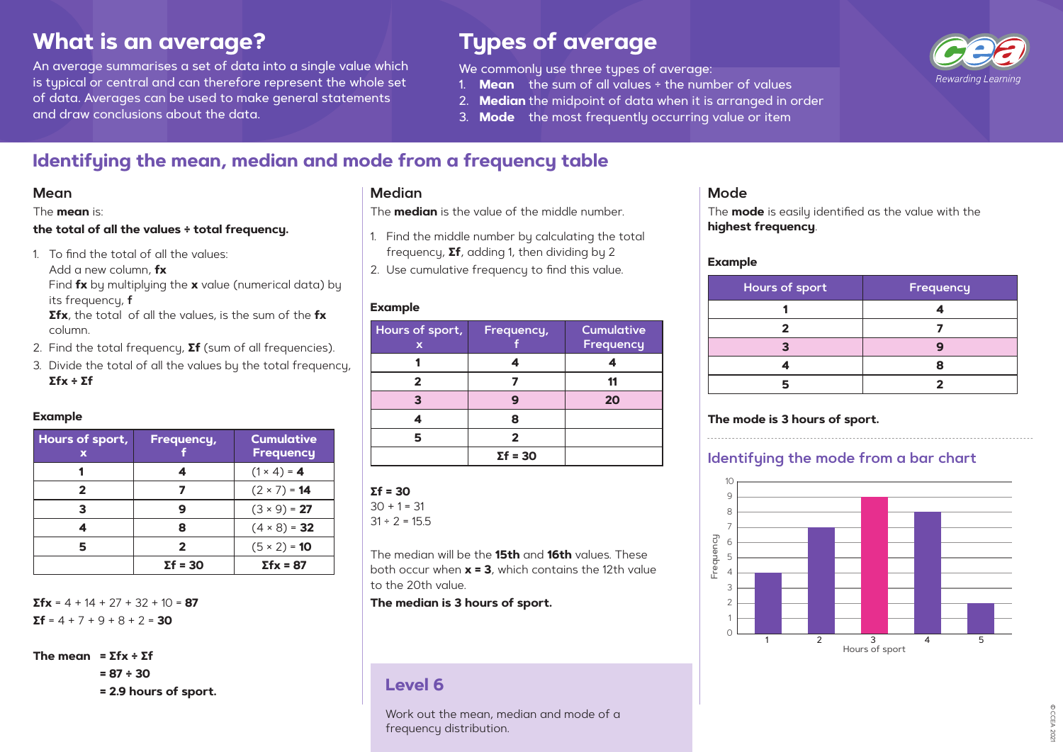# What is an average?

An average summarises a set of data into a single value which is typical or central and can therefore represent the whole set of data. Averages can be used to make general statements and draw conclusions about the data.

# Types of average

We commonly use three types of average:

1. **Mean** the sum of all values ÷ the number of values
2. **Median** the midpoint of data when it is arranged in order
3. **Mode** the most frequently occurring value or item

## Identifying the mean, median and mode from a frequency table

### Mean

The **mean** is:

**the total of all the values ÷ total frequency.**

1. To find the total of all the values:
   Add a new column, **fx**
   Find **fx** by multiplying the **x** value (numerical data) by its frequency, **f**
   **Σfx**, the total of all the values, is the sum of the **fx** column.
2. Find the total frequency, **Σf** (sum of all frequencies).
3. Divide the total of all the values by the total frequency, **Σfx ÷ Σf**

**Example**

| Hours of sport, x | Frequency, f | Cumulative Frequency |
|---|---|---|
| **1** | **4** | (1 × 4) = **4** |
| **2** | **7** | (2 × 7) = **14** |
| **3** | **9** | (3 × 9) = **27** |
| **4** | **8** | (4 × 8) = **32** |
| **5** | **2** | (5 × 2) = **10** |
| | **Σf = 30** | **Σfx = 87** |

**Σfx** = 4 + 14 + 27 + 32 + 10 = **87**
**Σf** = 4 + 7 + 9 + 8 + 2 = **30**

**The mean** **= Σfx ÷ Σf**
**= 87 ÷ 30**
**= 2.9 hours of sport.**

### Median

The **median** is the value of the middle number.

1. Find the middle number by calculating the total frequency, **Σf**, adding 1, then dividing by 2
2. Use cumulative frequency to find this value.

**Example**

| Hours of sport, x | Frequency, f | Cumulative Frequency |
|---|---|---|
| **1** | **4** | **4** |
| **2** | **7** | **11** |
| **3** | **9** | **20** |
| **4** | **8** | |
| **5** | **2** | |
| | **Σf = 30** | |

**Σf = 30**
30 + 1 = 31
31 ÷ 2 = 15.5

The median will be the **15th** and **16th** values. These both occur when **x = 3**, which contains the 12th value to the 20th value.

**The median is 3 hours of sport.**

### Mode

The **mode** is easily identified as the value with the **highest frequency**.

**Example**

| Hours of sport | Frequency |
|---|---|
| **1** | **4** |
| **2** | **7** |
| **3** | **9** |
| **4** | **8** |
| **5** | **2** |

**The mode is 3 hours of sport.**

### Identifying the mode from a bar chart

| Hours of sport | Frequency |
|---|---|
| 1 | 4 |
| 2 | 7 |
| 3 | 9 |
| 4 | 8 |
| 5 | 2 |

## Level 6

Work out the mean, median and mode of a frequency distribution.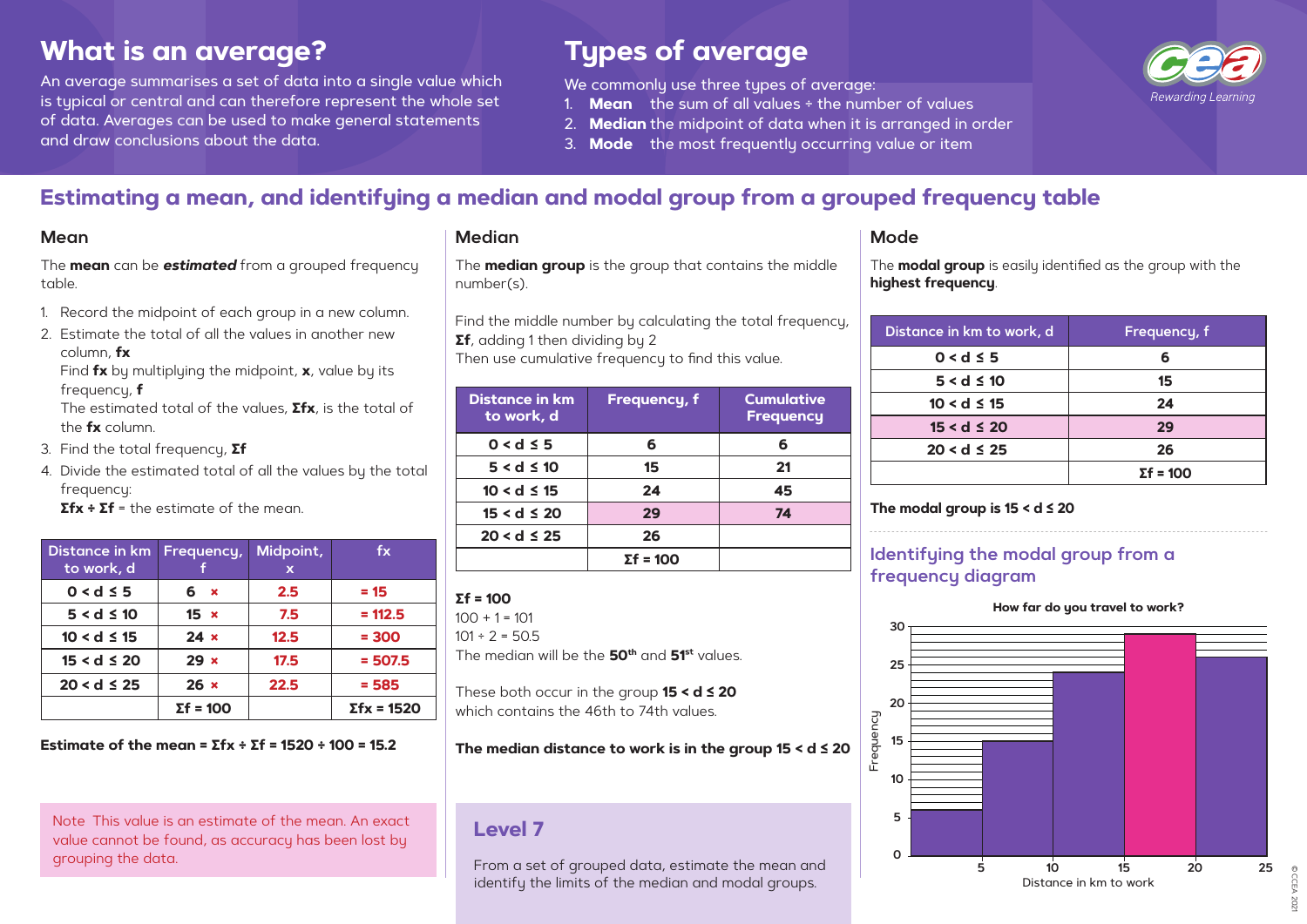# What is an average?

An average summarises a set of data into a single value which is typical or central and can therefore represent the whole set of data. Averages can be used to make general statements and draw conclusions about the data.

# Types of average

We commonly use three types of average:

1. **Mean** the sum of all values ÷ the number of values
2. **Median** the midpoint of data when it is arranged in order
3. **Mode** the most frequently occurring value or item

## Estimating a mean, and identifying a median and modal group from a grouped frequency table

### Mean

The **mean** can be ***estimated*** from a grouped frequency table.

1. Record the midpoint of each group in a new column.
2. Estimate the total of all the values in another new column, **fx**
   Find **fx** by multiplying the midpoint, **x**, value by its frequency, **f**
   The estimated total of the values, **Σfx**, is the total of the **fx** column.
3. Find the total frequency, **Σf**
4. Divide the estimated total of all the values by the total frequency:
   **Σfx ÷ Σf** = the estimate of the mean.

| Distance in km to work, d | Frequency, f | Midpoint, x | fx |
|---|---|---|---|
| 0 < d ≤ 5 | 6 × | 2.5 | = 15 |
| 5 < d ≤ 10 | 15 × | 7.5 | = 112.5 |
| 10 < d ≤ 15 | 24 × | 12.5 | = 300 |
| 15 < d ≤ 20 | 29 × | 17.5 | = 507.5 |
| 20 < d ≤ 25 | 26 × | 22.5 | = 585 |
| | Σf = 100 | | Σfx = 1520 |

**Estimate of the mean = Σfx ÷ Σf = 1520 ÷ 100 = 15.2**

Note This value is an estimate of the mean. An exact value cannot be found, as accuracy has been lost by grouping the data.

### Median

The **median group** is the group that contains the middle number(s).

Find the middle number by calculating the total frequency, **Σf**, adding 1 then dividing by 2
Then use cumulative frequency to find this value.

| Distance in km to work, d | Frequency, f | Cumulative Frequency |
|---|---|---|
| 0 < d ≤ 5 | 6 | 6 |
| 5 < d ≤ 10 | 15 | 21 |
| 10 < d ≤ 15 | 24 | 45 |
| 15 < d ≤ 20 | 29 | 74 |
| 20 < d ≤ 25 | 26 | |
| | Σf = 100 | |

**Σf = 100**
100 + 1 = 101
101 ÷ 2 = 50.5
The median will be the **50th** and **51st** values.

These both occur in the group **15 < d ≤ 20** which contains the 46th to 74th values.

**The median distance to work is in the group 15 < d ≤ 20**

### Level 7

From a set of grouped data, estimate the mean and identify the limits of the median and modal groups.

### Mode

The **modal group** is easily identified as the group with the **highest frequency**.

| Distance in km to work, d | Frequency, f |
|---|---|
| 0 < d ≤ 5 | 6 |
| 5 < d ≤ 10 | 15 |
| 10 < d ≤ 15 | 24 |
| 15 < d ≤ 20 | 29 |
| 20 < d ≤ 25 | 26 |
| | Σf = 100 |

**The modal group is 15 < d ≤ 20**

### Identifying the modal group from a frequency diagram

How far do you travel to work?

Frequency

0
5
10
15
20
25
30

5 10 15 20 25

Distance in km to work